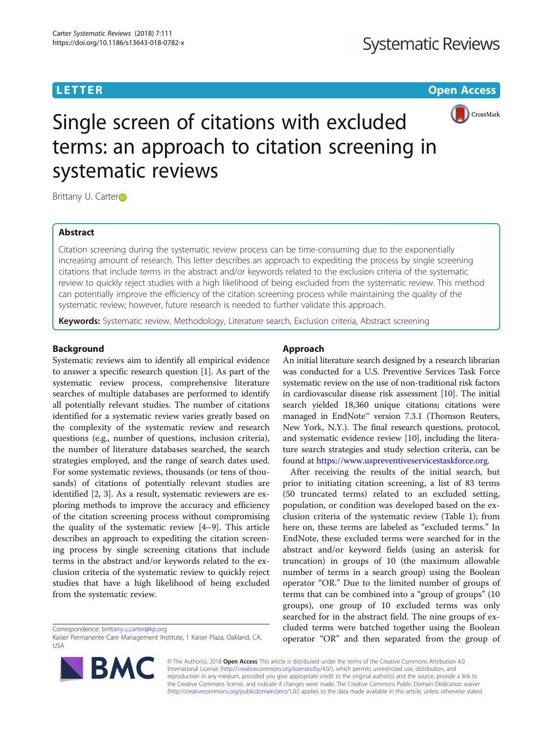LETTER

Open Access

# Single screen of citations with excluded terms: an approach to citation screening in systematic reviews

Brittany U. Carter

## Abstract

Citation screening during the systematic review process can be time-consuming due to the exponentially increasing amount of research. This letter describes an approach to expediting the process by single screening citations that include terms in the abstract and/or keywords related to the exclusion criteria of the systematic review to quickly reject studies with a high likelihood of being excluded from the systematic review. This method can potentially improve the efficiency of the citation screening process while maintaining the quality of the systematic review; however, future research is needed to further validate this approach.

**Keywords:** Systematic review, Methodology, Literature search, Exclusion criteria, Abstract screening

## Background

Systematic reviews aim to identify all empirical evidence to answer a specific research question [1]. As part of the systematic review process, comprehensive literature searches of multiple databases are performed to identify all potentially relevant studies. The number of citations identified for a systematic review varies greatly based on the complexity of the systematic review and research questions (e.g., number of questions, inclusion criteria), the number of literature databases searched, the search strategies employed, and the range of search dates used. For some systematic reviews, thousands (or tens of thousands) of citations of potentially relevant studies are identified [2, 3]. As a result, systematic reviewers are exploring methods to improve the accuracy and efficiency of the citation screening process without compromising the quality of the systematic review [4–9]. This article describes an approach to expediting the citation screening process by single screening citations that include terms in the abstract and/or keywords related to the exclusion criteria of the systematic review to quickly reject studies that have a high likelihood of being excluded from the systematic review.

## Approach

An initial literature search designed by a research librarian was conducted for a U.S. Preventive Services Task Force systematic review on the use of non-traditional risk factors in cardiovascular disease risk assessment [10]. The initial search yielded 18,360 unique citations; citations were managed in EndNote™ version 7.3.1 (Thomson Reuters, New York, N.Y.). The final research questions, protocol, and systematic evidence review [10], including the literature search strategies and study selection criteria, can be found at https://www.uspreventiveservicestaskforce.org.

After receiving the results of the initial search, but prior to initiating citation screening, a list of 83 terms (50 truncated terms) related to an excluded setting, population, or condition was developed based on the exclusion criteria of the systematic review (Table 1); from here on, these terms are labeled as "excluded terms." In EndNote, these excluded terms were searched for in the abstract and/or keyword fields (using an asterisk for truncation) in groups of 10 (the maximum allowable number of terms in a search group) using the Boolean operator "OR." Due to the limited number of groups of terms that can be combined into a "group of groups" (10 groups), one group of 10 excluded terms was only searched for in the abstract field. The nine groups of excluded terms were batched together using the Boolean operator "OR" and then separated from the group of

Correspondence: brittany.u.carter@kp.org
Kaiser Permanente Care Management Institute, 1 Kaiser Plaza, Oakland, CA, USA

© The Author(s). 2018 **Open Access** This article is distributed under the terms of the Creative Commons Attribution 4.0 International License (http://creativecommons.org/licenses/by/4.0/), which permits unrestricted use, distribution, and reproduction in any medium, provided you give appropriate credit to the original author(s) and the source, provide a link to the Creative Commons license, and indicate if changes were made. The Creative Commons Public Domain Dedication waiver (http://creativecommons.org/publicdomain/zero/1.0/) applies to the data made available in this article, unless otherwise stated.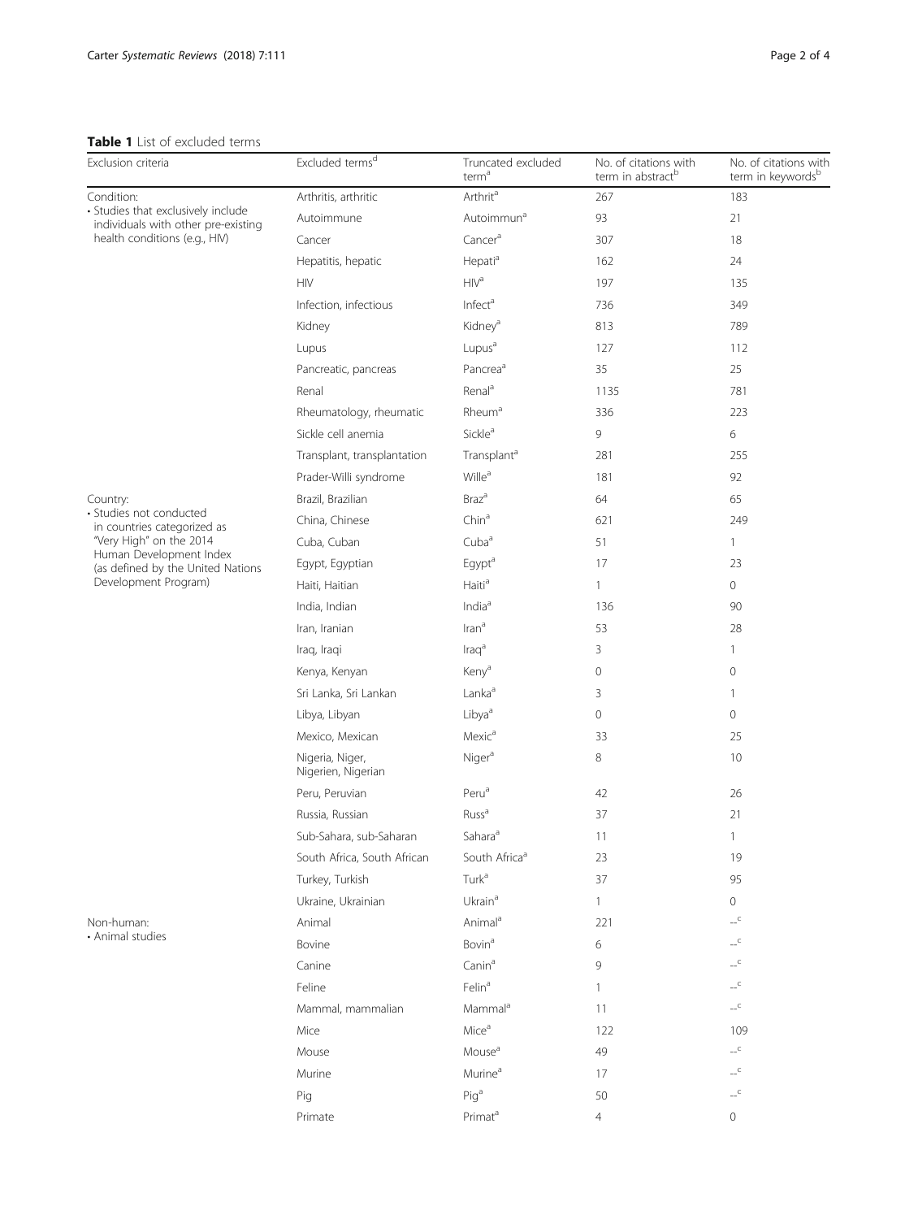**Table 1** List of excluded terms

| Exclusion criteria | Excluded terms[d] | Truncated excluded term[a] | No. of citations with term in abstract[b] | No. of citations with term in keywords[b] |
|---|---|---|---|---|
| Condition:<br>• Studies that exclusively include individuals with other pre-existing health conditions (e.g., HIV) | Arthritis, arthritic | Arthrit[a] | 267 | 183 |
| | Autoimmune | Autoimmun[a] | 93 | 21 |
| | Cancer | Cancer[a] | 307 | 18 |
| | Hepatitis, hepatic | Hepati[a] | 162 | 24 |
| | HIV | HIV[a] | 197 | 135 |
| | Infection, infectious | Infect[a] | 736 | 349 |
| | Kidney | Kidney[a] | 813 | 789 |
| | Lupus | Lupus[a] | 127 | 112 |
| | Pancreatic, pancreas | Pancrea[a] | 35 | 25 |
| | Renal | Renal[a] | 1135 | 781 |
| | Rheumatology, rheumatic | Rheum[a] | 336 | 223 |
| | Sickle cell anemia | Sickle[a] | 9 | 6 |
| | Transplant, transplantation | Transplant[a] | 281 | 255 |
| | Prader-Willi syndrome | Wille[a] | 181 | 92 |
| Country:<br>• Studies not conducted in countries categorized as "Very High" on the 2014 Human Development Index (as defined by the United Nations Development Program) | Brazil, Brazilian | Braz[a] | 64 | 65 |
| | China, Chinese | Chin[a] | 621 | 249 |
| | Cuba, Cuban | Cuba[a] | 51 | 1 |
| | Egypt, Egyptian | Egypt[a] | 17 | 23 |
| | Haiti, Haitian | Haiti[a] | 1 | 0 |
| | India, Indian | India[a] | 136 | 90 |
| | Iran, Iranian | Iran[a] | 53 | 28 |
| | Iraq, Iraqi | Iraq[a] | 3 | 1 |
| | Kenya, Kenyan | Keny[a] | 0 | 0 |
| | Sri Lanka, Sri Lankan | Lanka[a] | 3 | 1 |
| | Libya, Libyan | Libya[a] | 0 | 0 |
| | Mexico, Mexican | Mexic[a] | 33 | 25 |
| | Nigeria, Niger, Nigerien, Nigerian | Niger[a] | 8 | 10 |
| | Peru, Peruvian | Peru[a] | 42 | 26 |
| | Russia, Russian | Russ[a] | 37 | 21 |
| | Sub-Sahara, sub-Saharan | Sahara[a] | 11 | 1 |
| | South Africa, South African | South Africa[a] | 23 | 19 |
| | Turkey, Turkish | Turk[a] | 37 | 95 |
| | Ukraine, Ukrainian | Ukrain[a] | 1 | 0 |
| Non-human:<br>• Animal studies | Animal | Animal[a] | 221 | --[c] |
| | Bovine | Bovin[a] | 6 | --[c] |
| | Canine | Canin[a] | 9 | --[c] |
| | Feline | Felin[a] | 1 | --[c] |
| | Mammal, mammalian | Mammal[a] | 11 | --[c] |
| | Mice | Mice[a] | 122 | 109 |
| | Mouse | Mouse[a] | 49 | --[c] |
| | Murine | Murine[a] | 17 | --[c] |
| | Pig | Pig[a] | 50 | --[c] |
| | Primate | Primat[a] | 4 | 0 |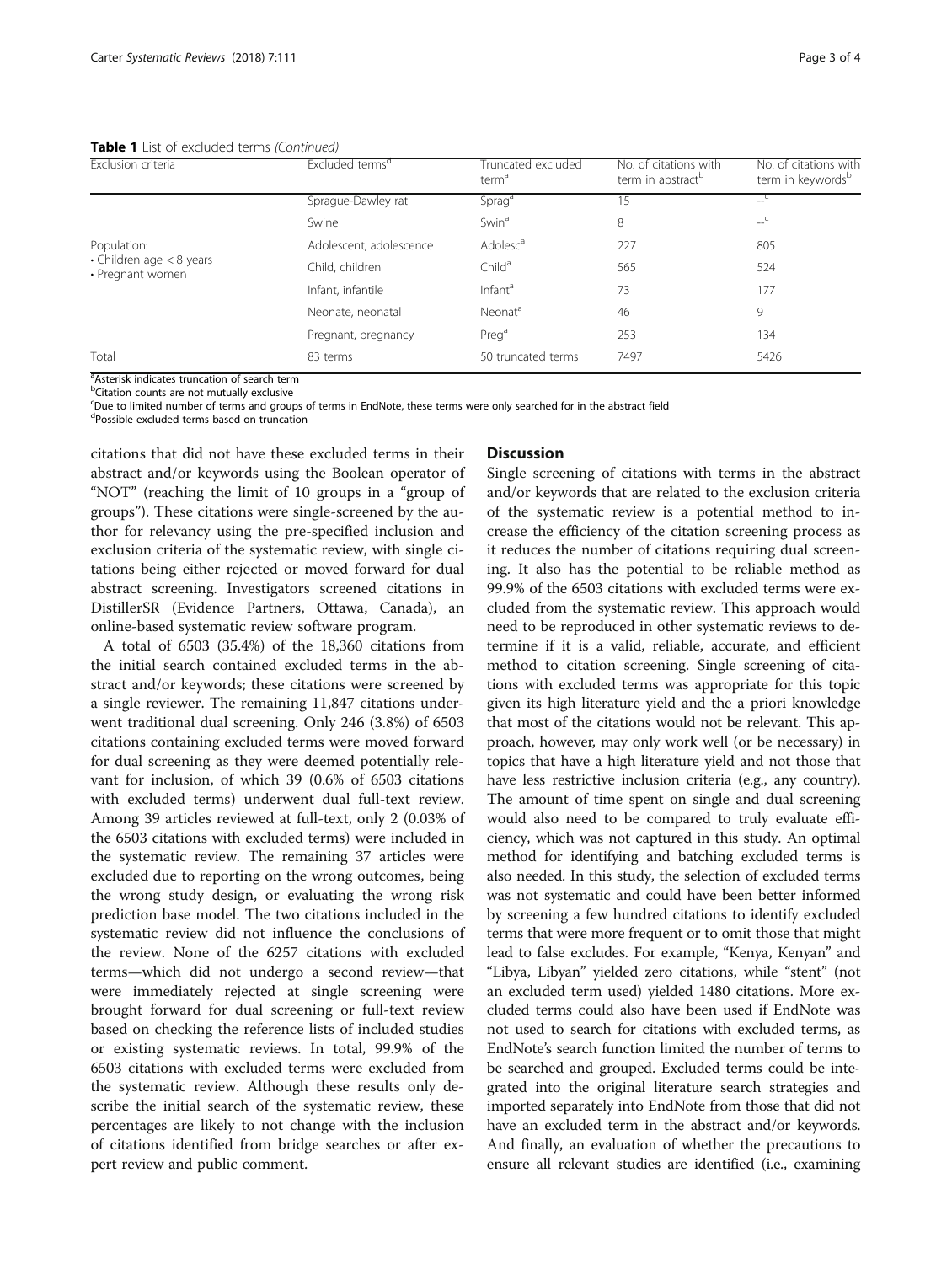**Table 1** List of excluded terms *(Continued)*

| Exclusion criteria | Excluded terms[a] | Truncated excluded term[a] | No. of citations with term in abstract[b] | No. of citations with term in keywords[b] |
| --- | --- | --- | --- | --- |
| | Sprague-Dawley rat | Sprag[a] | 15 | --[c] |
| | Swine | Swin[a] | 8 | --[c] |
| Population: • Children age < 8 years • Pregnant women | Adolescent, adolescence | Adolesc[a] | 227 | 805 |
| | Child, children | Child[a] | 565 | 524 |
| | Infant, infantile | Infant[a] | 73 | 177 |
| | Neonate, neonatal | Neonat[a] | 46 | 9 |
| | Pregnant, pregnancy | Preg[a] | 253 | 134 |
| Total | 83 terms | 50 truncated terms | 7497 | 5426 |

[a]Asterisk indicates truncation of search term
[b]Citation counts are not mutually exclusive
[c]Due to limited number of terms and groups of terms in EndNote, these terms were only searched for in the abstract field
[d]Possible excluded terms based on truncation

citations that did not have these excluded terms in their abstract and/or keywords using the Boolean operator of "NOT" (reaching the limit of 10 groups in a "group of groups"). These citations were single-screened by the author for relevancy using the pre-specified inclusion and exclusion criteria of the systematic review, with single citations being either rejected or moved forward for dual abstract screening. Investigators screened citations in DistillerSR (Evidence Partners, Ottawa, Canada), an online-based systematic review software program.

A total of 6503 (35.4%) of the 18,360 citations from the initial search contained excluded terms in the abstract and/or keywords; these citations were screened by a single reviewer. The remaining 11,847 citations underwent traditional dual screening. Only 246 (3.8%) of 6503 citations containing excluded terms were moved forward for dual screening as they were deemed potentially relevant for inclusion, of which 39 (0.6% of 6503 citations with excluded terms) underwent dual full-text review. Among 39 articles reviewed at full-text, only 2 (0.03% of the 6503 citations with excluded terms) were included in the systematic review. The remaining 37 articles were excluded due to reporting on the wrong outcomes, being the wrong study design, or evaluating the wrong risk prediction base model. The two citations included in the systematic review did not influence the conclusions of the review. None of the 6257 citations with excluded terms—which did not undergo a second review—that were immediately rejected at single screening were brought forward for dual screening or full-text review based on checking the reference lists of included studies or existing systematic reviews. In total, 99.9% of the 6503 citations with excluded terms were excluded from the systematic review. Although these results only describe the initial search of the systematic review, these percentages are likely to not change with the inclusion of citations identified from bridge searches or after expert review and public comment.

## Discussion

Single screening of citations with terms in the abstract and/or keywords that are related to the exclusion criteria of the systematic review is a potential method to increase the efficiency of the citation screening process as it reduces the number of citations requiring dual screening. It also has the potential to be reliable method as 99.9% of the 6503 citations with excluded terms were excluded from the systematic review. This approach would need to be reproduced in other systematic reviews to determine if it is a valid, reliable, accurate, and efficient method to citation screening. Single screening of citations with excluded terms was appropriate for this topic given its high literature yield and the a priori knowledge that most of the citations would not be relevant. This approach, however, may only work well (or be necessary) in topics that have a high literature yield and not those that have less restrictive inclusion criteria (e.g., any country). The amount of time spent on single and dual screening would also need to be compared to truly evaluate efficiency, which was not captured in this study. An optimal method for identifying and batching excluded terms is also needed. In this study, the selection of excluded terms was not systematic and could have been better informed by screening a few hundred citations to identify excluded terms that were more frequent or to omit those that might lead to false excludes. For example, "Kenya, Kenyan" and "Libya, Libyan" yielded zero citations, while "stent" (not an excluded term used) yielded 1480 citations. More excluded terms could also have been used if EndNote was not used to search for citations with excluded terms, as EndNote's search function limited the number of terms to be searched and grouped. Excluded terms could be integrated into the original literature search strategies and imported separately into EndNote from those that did not have an excluded term in the abstract and/or keywords. And finally, an evaluation of whether the precautions to ensure all relevant studies are identified (i.e., examining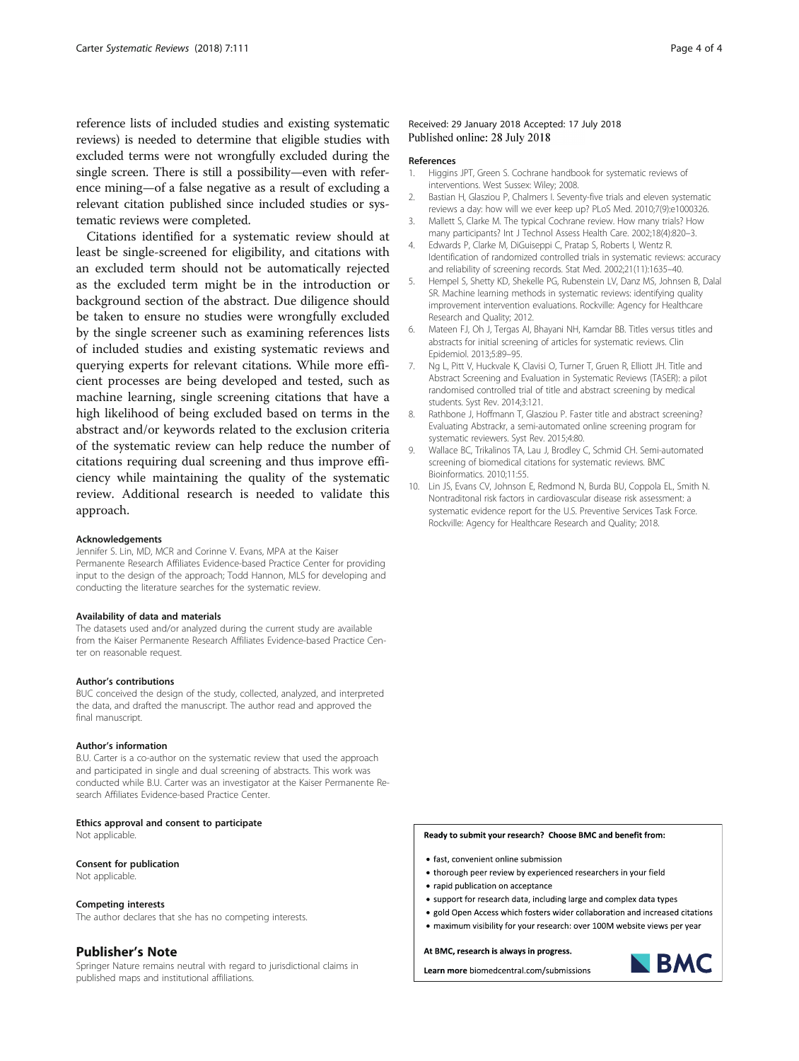reference lists of included studies and existing systematic reviews) is needed to determine that eligible studies with excluded terms were not wrongfully excluded during the single screen. There is still a possibility—even with reference mining—of a false negative as a result of excluding a relevant citation published since included studies or systematic reviews were completed.

Citations identified for a systematic review should at least be single-screened for eligibility, and citations with an excluded term should not be automatically rejected as the excluded term might be in the introduction or background section of the abstract. Due diligence should be taken to ensure no studies were wrongfully excluded by the single screener such as examining references lists of included studies and existing systematic reviews and querying experts for relevant citations. While more efficient processes are being developed and tested, such as machine learning, single screening citations that have a high likelihood of being excluded based on terms in the abstract and/or keywords related to the exclusion criteria of the systematic review can help reduce the number of citations requiring dual screening and thus improve efficiency while maintaining the quality of the systematic review. Additional research is needed to validate this approach.

#### Acknowledgements
Jennifer S. Lin, MD, MCR and Corinne V. Evans, MPA at the Kaiser Permanente Research Affiliates Evidence-based Practice Center for providing input to the design of the approach; Todd Hannon, MLS for developing and conducting the literature searches for the systematic review.

#### Availability of data and materials
The datasets used and/or analyzed during the current study are available from the Kaiser Permanente Research Affiliates Evidence-based Practice Center on reasonable request.

#### Author's contributions
BUC conceived the design of the study, collected, analyzed, and interpreted the data, and drafted the manuscript. The author read and approved the final manuscript.

#### Author's information
B.U. Carter is a co-author on the systematic review that used the approach and participated in single and dual screening of abstracts. This work was conducted while B.U. Carter was an investigator at the Kaiser Permanente Research Affiliates Evidence-based Practice Center.

#### Ethics approval and consent to participate
Not applicable.

#### Consent for publication
Not applicable.

#### Competing interests
The author declares that she has no competing interests.

## Publisher's Note
Springer Nature remains neutral with regard to jurisdictional claims in published maps and institutional affiliations.

Received: 29 January 2018 Accepted: 17 July 2018
Published online: 28 July 2018

#### References
1. Higgins JPT, Green S. Cochrane handbook for systematic reviews of interventions. West Sussex: Wiley; 2008.
2. Bastian H, Glasziou P, Chalmers I. Seventy-five trials and eleven systematic reviews a day: how will we ever keep up? PLoS Med. 2010;7(9):e1000326.
3. Mallett S, Clarke M. The typical Cochrane review. How many trials? How many participants? Int J Technol Assess Health Care. 2002;18(4):820–3.
4. Edwards P, Clarke M, DiGuiseppi C, Pratap S, Roberts I, Wentz R. Identification of randomized controlled trials in systematic reviews: accuracy and reliability of screening records. Stat Med. 2002;21(11):1635–40.
5. Hempel S, Shetty KD, Shekelle PG, Rubenstein LV, Danz MS, Johnsen B, Dalal SR. Machine learning methods in systematic reviews: identifying quality improvement intervention evaluations. Rockville: Agency for Healthcare Research and Quality; 2012.
6. Mateen FJ, Oh J, Tergas AI, Bhayani NH, Kamdar BB. Titles versus titles and abstracts for initial screening of articles for systematic reviews. Clin Epidemiol. 2013;5:89–95.
7. Ng L, Pitt V, Huckvale K, Clavisi O, Turner T, Gruen R, Elliott JH. Title and Abstract Screening and Evaluation in Systematic Reviews (TASER): a pilot randomised controlled trial of title and abstract screening by medical students. Syst Rev. 2014;3:121.
8. Rathbone J, Hoffmann T, Glasziou P. Faster title and abstract screening? Evaluating Abstrackr, a semi-automated online screening program for systematic reviewers. Syst Rev. 2015;4:80.
9. Wallace BC, Trikalinos TA, Lau J, Brodley C, Schmid CH. Semi-automated screening of biomedical citations for systematic reviews. BMC Bioinformatics. 2010;11:55.
10. Lin JS, Evans CV, Johnson E, Redmond N, Burda BU, Coppola EL, Smith N. Nontraditonal risk factors in cardiovascular disease risk assessment: a systematic evidence report for the U.S. Preventive Services Task Force. Rockville: Agency for Healthcare Research and Quality; 2018.

**Ready to submit your research? Choose BMC and benefit from:**

- fast, convenient online submission
- thorough peer review by experienced researchers in your field
- rapid publication on acceptance
- support for research data, including large and complex data types
- gold Open Access which fosters wider collaboration and increased citations
- maximum visibility for your research: over 100M website views per year

**At BMC, research is always in progress.**

**Learn more** biomedcentral.com/submissions

BMC